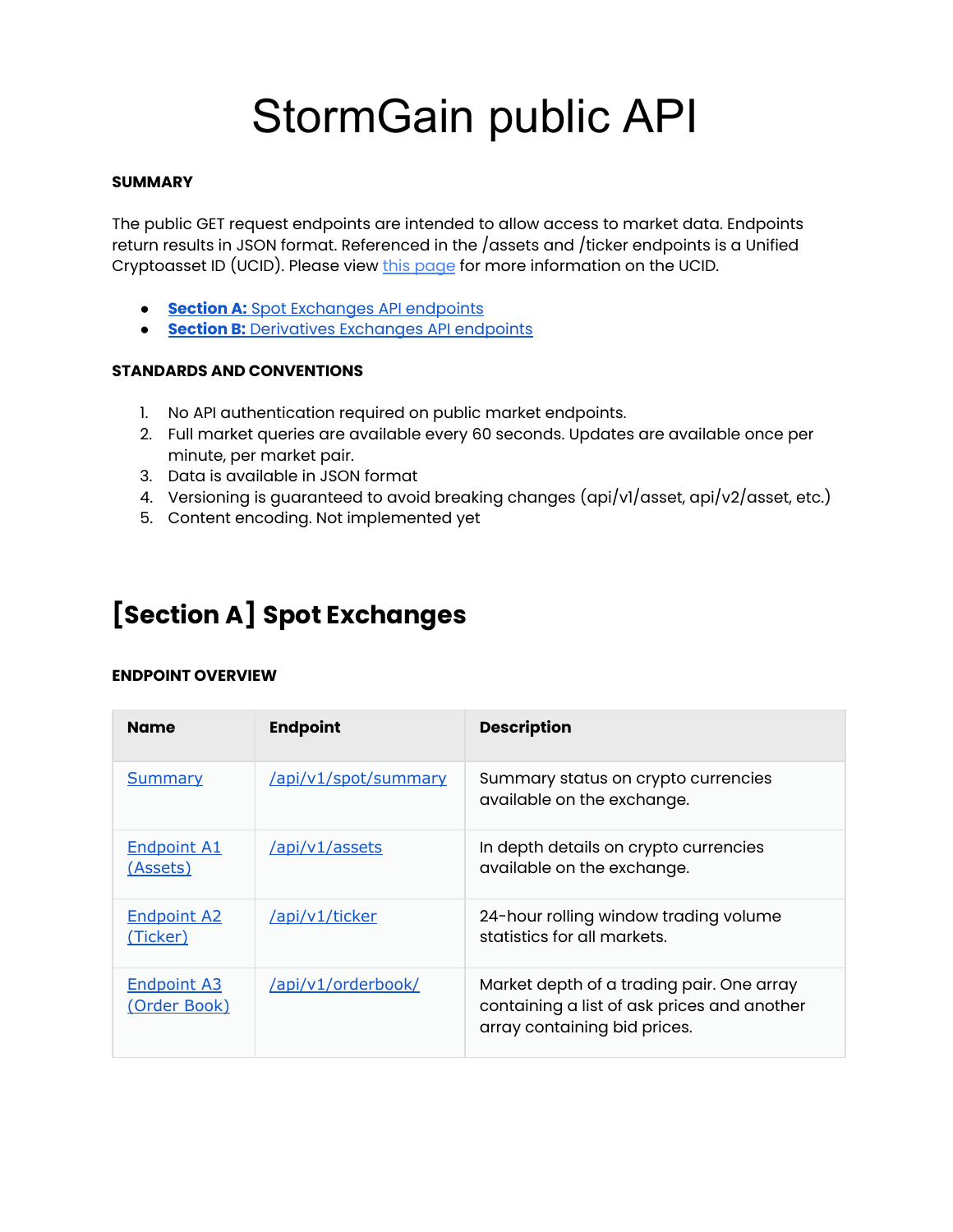# StormGain public API

**SUMMARY**

The public GET request endpoints are intended to allow access to market data. Endpoints return results in JSON format. Referenced in the /assets and /ticker endpoints is a Unified Cryptoasset ID (UCID). Please view [this page]() for more information on the UCID.

- **Section A:** Spot Exchanges API endpoints
- **Section B:** Derivatives Exchanges API endpoints

**STANDARDS AND CONVENTIONS**

1. No API authentication required on public market endpoints.
2. Full market queries are available every 60 seconds. Updates are available once per minute, per market pair.
3. Data is available in JSON format
4. Versioning is guaranteed to avoid breaking changes (api/v1/asset, api/v2/asset, etc.)
5. Content encoding. Not implemented yet

## [Section A] Spot Exchanges

**ENDPOINT OVERVIEW**

| Name | Endpoint | Description |
|---|---|---|
| Summary | /api/v1/spot/summary | Summary status on crypto currencies available on the exchange. |
| Endpoint A1 (Assets) | /api/v1/assets | In depth details on crypto currencies available on the exchange. |
| Endpoint A2 (Ticker) | /api/v1/ticker | 24-hour rolling window trading volume statistics for all markets. |
| Endpoint A3 (Order Book) | /api/v1/orderbook/ | Market depth of a trading pair. One array containing a list of ask prices and another array containing bid prices. |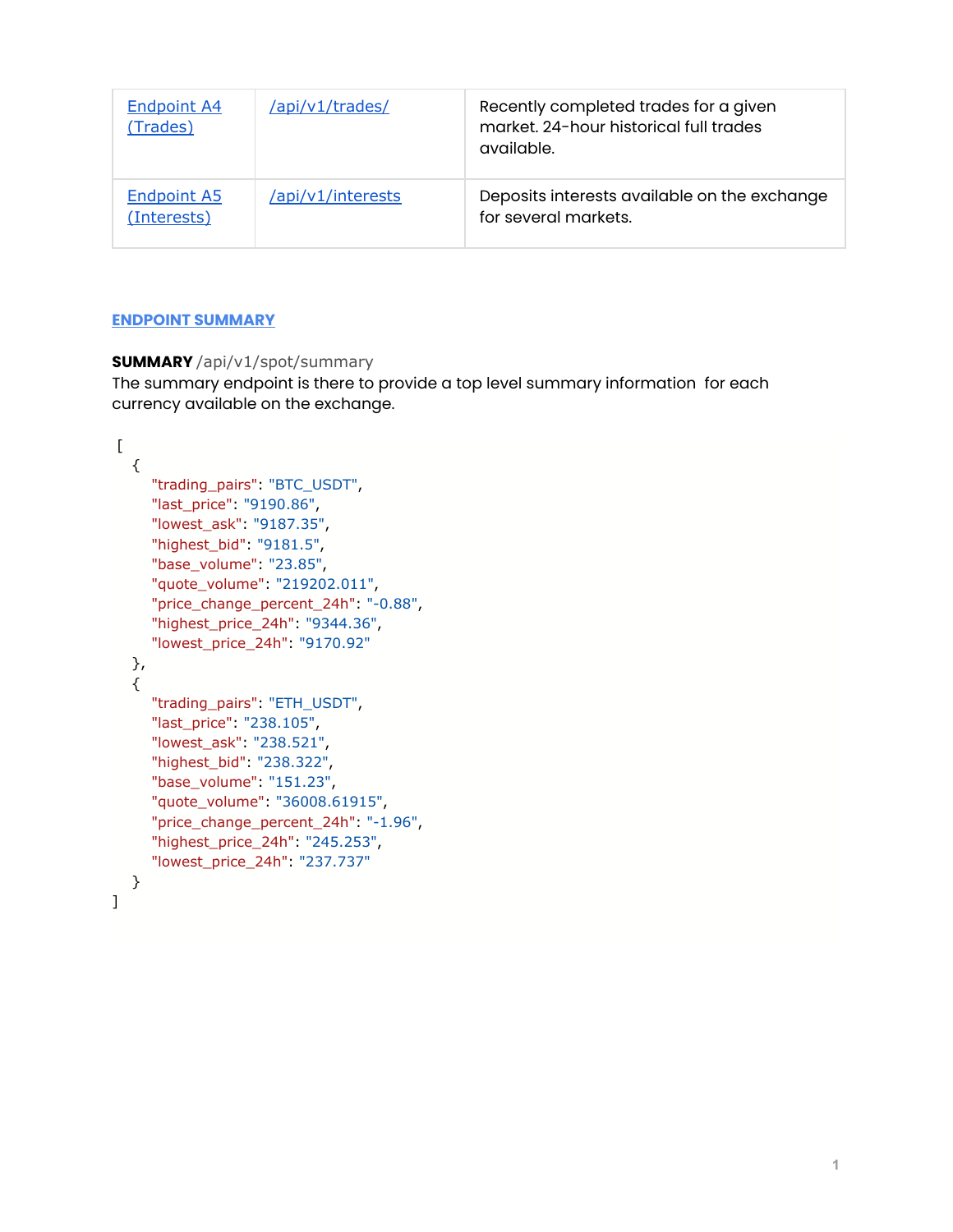| [Endpoint A4 (Trades)]() | [/api/v1/trades/]() | Recently completed trades for a given market. 24-hour historical full trades available. |
| --- | --- | --- |
| [Endpoint A5 (Interests)]() | [/api/v1/interests]() | Deposits interests available on the exchange for several markets. |

## ENDPOINT SUMMARY

**SUMMARY** /api/v1/spot/summary
The summary endpoint is there to provide a top level summary information for each currency available on the exchange.

```
[
  {
     "trading_pairs": "BTC_USDT",
     "last_price": "9190.86",
     "lowest_ask": "9187.35",
     "highest_bid": "9181.5",
     "base_volume": "23.85",
     "quote_volume": "219202.011",
     "price_change_percent_24h": "-0.88",
     "highest_price_24h": "9344.36",
     "lowest_price_24h": "9170.92"
  },
  {
     "trading_pairs": "ETH_USDT",
     "last_price": "238.105",
     "lowest_ask": "238.521",
     "highest_bid": "238.322",
     "base_volume": "151.23",
     "quote_volume": "36008.61915",
     "price_change_percent_24h": "-1.96",
     "highest_price_24h": "245.253",
     "lowest_price_24h": "237.737"
  }
]
```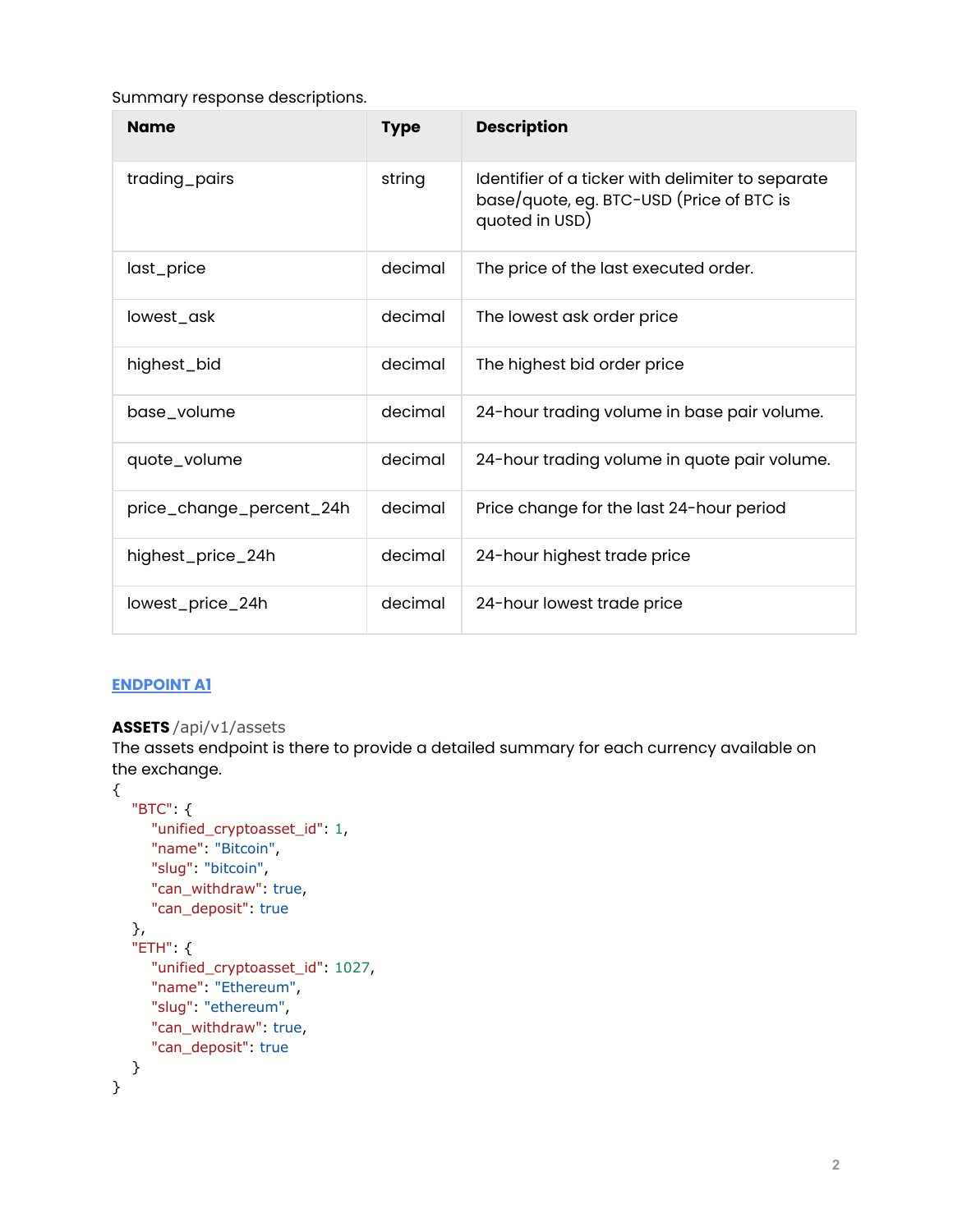Summary response descriptions.

| Name | Type | Description |
| --- | --- | --- |
| trading_pairs | string | Identifier of a ticker with delimiter to separate base/quote, eg. BTC-USD (Price of BTC is quoted in USD) |
| last_price | decimal | The price of the last executed order. |
| lowest_ask | decimal | The lowest ask order price |
| highest_bid | decimal | The highest bid order price |
| base_volume | decimal | 24-hour trading volume in base pair volume. |
| quote_volume | decimal | 24-hour trading volume in quote pair volume. |
| price_change_percent_24h | decimal | Price change for the last 24-hour period |
| highest_price_24h | decimal | 24-hour highest trade price |
| lowest_price_24h | decimal | 24-hour lowest trade price |

**ENDPOINT A1**

**ASSETS** /api/v1/assets

The assets endpoint is there to provide a detailed summary for each currency available on the exchange.

```
{
   "BTC": {
      "unified_cryptoasset_id": 1,
      "name": "Bitcoin",
      "slug": "bitcoin",
      "can_withdraw": true,
      "can_deposit": true
   },
   "ETH": {
      "unified_cryptoasset_id": 1027,
      "name": "Ethereum",
      "slug": "ethereum",
      "can_withdraw": true,
      "can_deposit": true
   }
}
```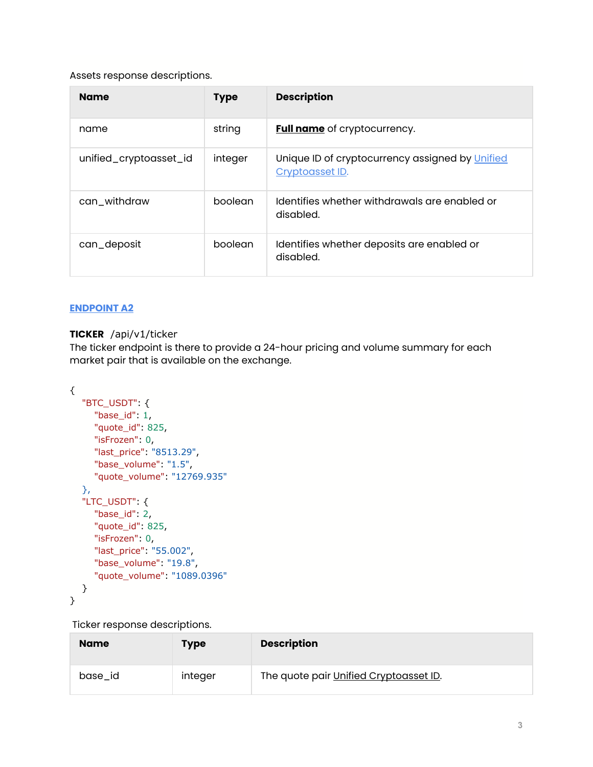Assets response descriptions.

| Name | Type | Description |
| --- | --- | --- |
| name | string | **Full name** of cryptocurrency. |
| unified_cryptoasset_id | integer | Unique ID of cryptocurrency assigned by Unified Cryptoasset ID. |
| can_withdraw | boolean | Identifies whether withdrawals are enabled or disabled. |
| can_deposit | boolean | Identifies whether deposits are enabled or disabled. |

**ENDPOINT A2**

**TICKER** /api/v1/ticker

The ticker endpoint is there to provide a 24-hour pricing and volume summary for each market pair that is available on the exchange.

```
{
  "BTC_USDT": {
    "base_id": 1,
    "quote_id": 825,
    "isFrozen": 0,
    "last_price": "8513.29",
    "base_volume": "1.5",
    "quote_volume": "12769.935"
  },
  "LTC_USDT": {
    "base_id": 2,
    "quote_id": 825,
    "isFrozen": 0,
    "last_price": "55.002",
    "base_volume": "19.8",
    "quote_volume": "1089.0396"
  }
}
```

Ticker response descriptions.

| Name | Type | Description |
| --- | --- | --- |
| base_id | integer | The quote pair Unified Cryptoasset ID. |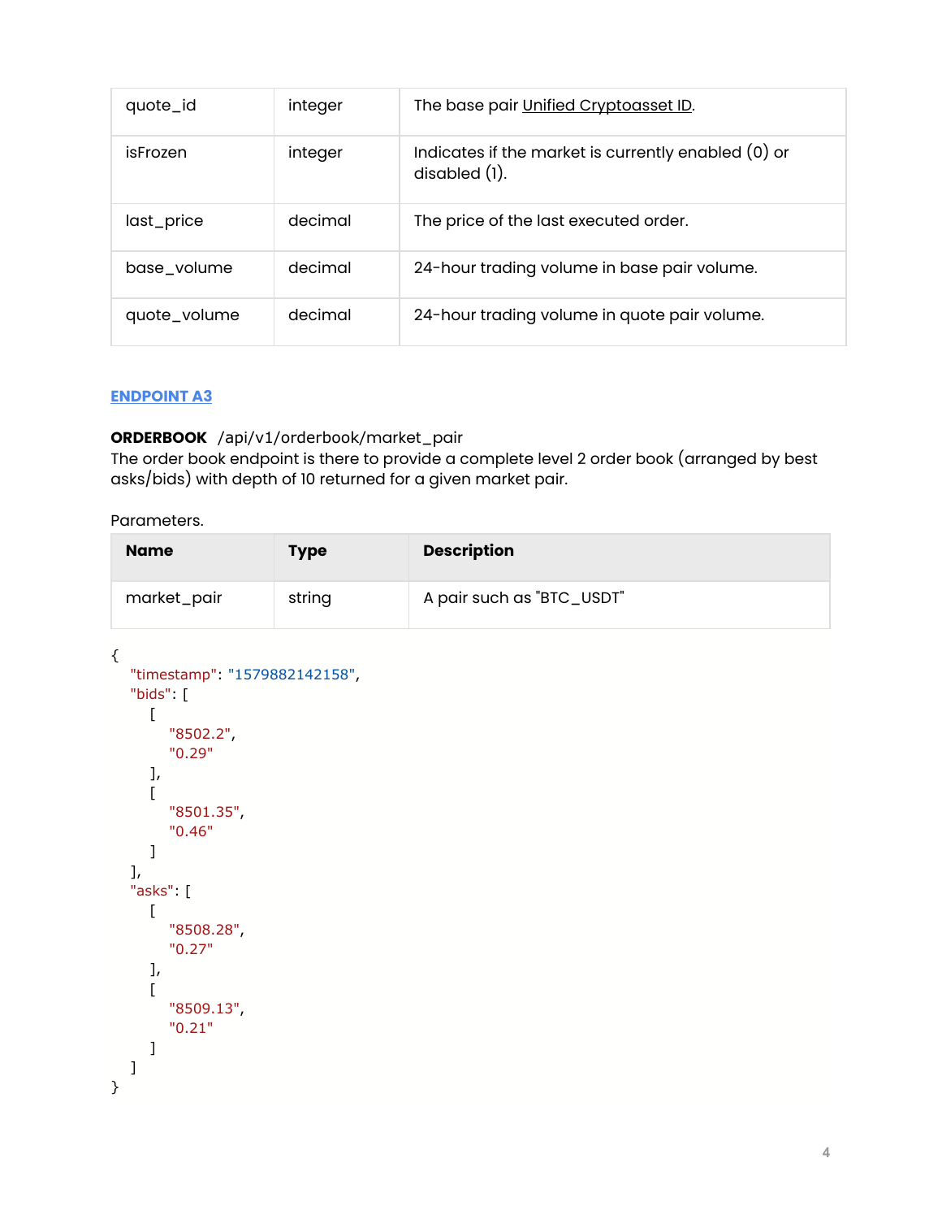| quote_id | integer | The base pair Unified Cryptoasset ID. |
|---|---|---|
| isFrozen | integer | Indicates if the market is currently enabled (0) or disabled (1). |
| last_price | decimal | The price of the last executed order. |
| base_volume | decimal | 24-hour trading volume in base pair volume. |
| quote_volume | decimal | 24-hour trading volume in quote pair volume. |

### ENDPOINT A3

**ORDERBOOK** /api/v1/orderbook/market_pair
The order book endpoint is there to provide a complete level 2 order book (arranged by best asks/bids) with depth of 10 returned for a given market pair.

Parameters.

| Name | Type | Description |
|---|---|---|
| market_pair | string | A pair such as "BTC_USDT" |

```
{
  "timestamp": "1579882142158",
  "bids": [
    [
      "8502.2",
      "0.29"
    ],
    [
      "8501.35",
      "0.46"
    ]
  ],
  "asks": [
    [
      "8508.28",
      "0.27"
    ],
    [
      "8509.13",
      "0.21"
    ]
  ]
}
```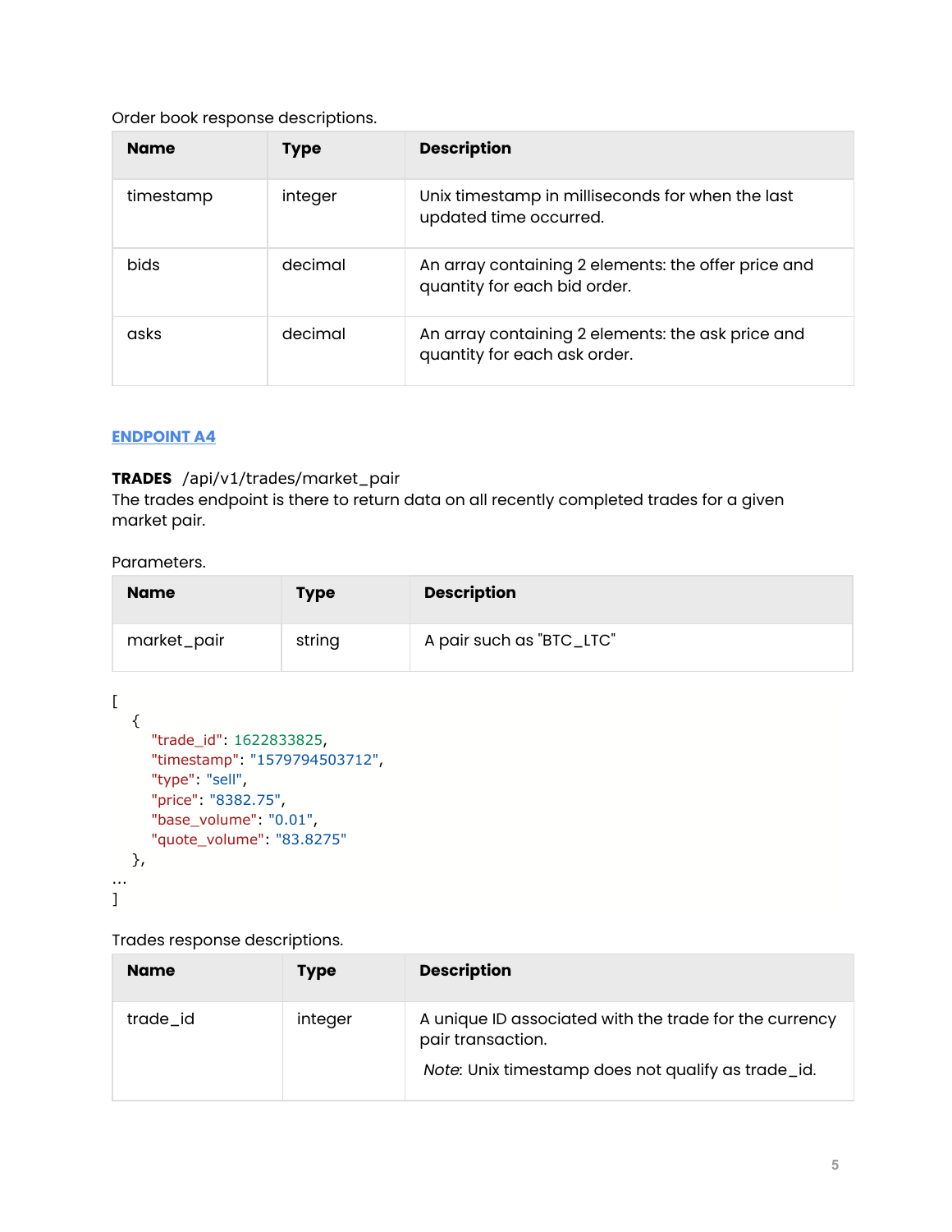Order book response descriptions.

| Name | Type | Description |
| --- | --- | --- |
| timestamp | integer | Unix timestamp in milliseconds for when the last updated time occurred. |
| bids | decimal | An array containing 2 elements: the offer price and quantity for each bid order. |
| asks | decimal | An array containing 2 elements: the ask price and quantity for each ask order. |

### ENDPOINT A4

**TRADES** /api/v1/trades/market_pair
The trades endpoint is there to return data on all recently completed trades for a given market pair.

Parameters.

| Name | Type | Description |
| --- | --- | --- |
| market_pair | string | A pair such as "BTC_LTC" |

```
[
   {
      "trade_id": 1622833825,
      "timestamp": "1579794503712",
      "type": "sell",
      "price": "8382.75",
      "base_volume": "0.01",
      "quote_volume": "83.8275"
   },
...
]
```

Trades response descriptions.

| Name | Type | Description |
| --- | --- | --- |
| trade_id | integer | A unique ID associated with the trade for the currency pair transaction.<br>*Note:* Unix timestamp does not qualify as trade_id. |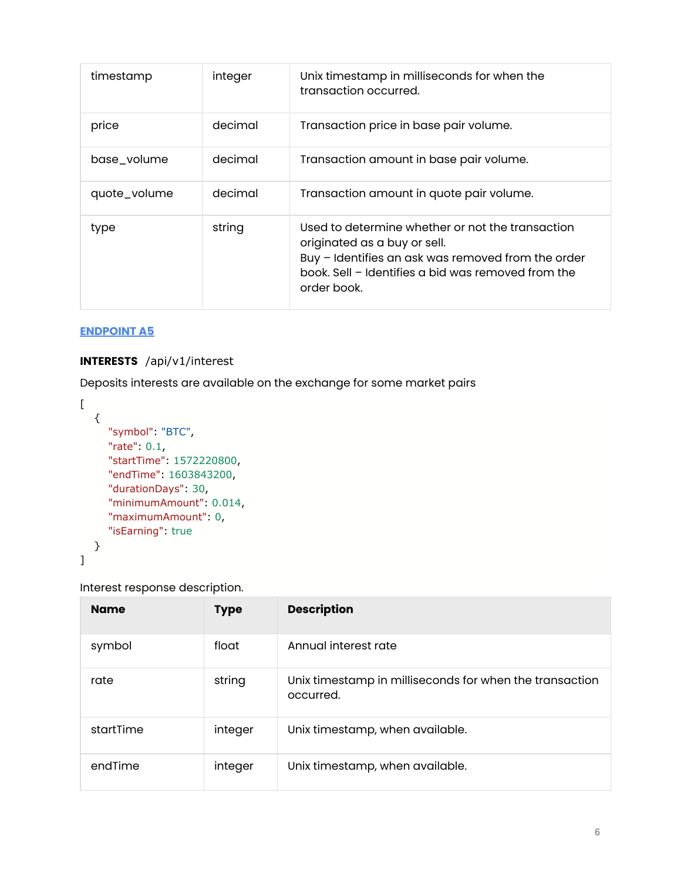| timestamp | integer | Unix timestamp in milliseconds for when the transaction occurred. |
|---|---|---|
| price | decimal | Transaction price in base pair volume. |
| base_volume | decimal | Transaction amount in base pair volume. |
| quote_volume | decimal | Transaction amount in quote pair volume. |
| type | string | Used to determine whether or not the transaction originated as a buy or sell.<br>Buy – Identifies an ask was removed from the order book. Sell – Identifies a bid was removed from the order book. |

**ENDPOINT A5**

**INTERESTS** /api/v1/interest

Deposits interests are available on the exchange for some market pairs

```
[
  {
    "symbol": "BTC",
    "rate": 0.1,
    "startTime": 1572220800,
    "endTime": 1603843200,
    "durationDays": 30,
    "minimumAmount": 0.014,
    "maximumAmount": 0,
    "isEarning": true
  }
]
```

Interest response description.

| Name | Type | Description |
|---|---|---|
| symbol | float | Annual interest rate |
| rate | string | Unix timestamp in milliseconds for when the transaction occurred. |
| startTime | integer | Unix timestamp, when available. |
| endTime | integer | Unix timestamp, when available. |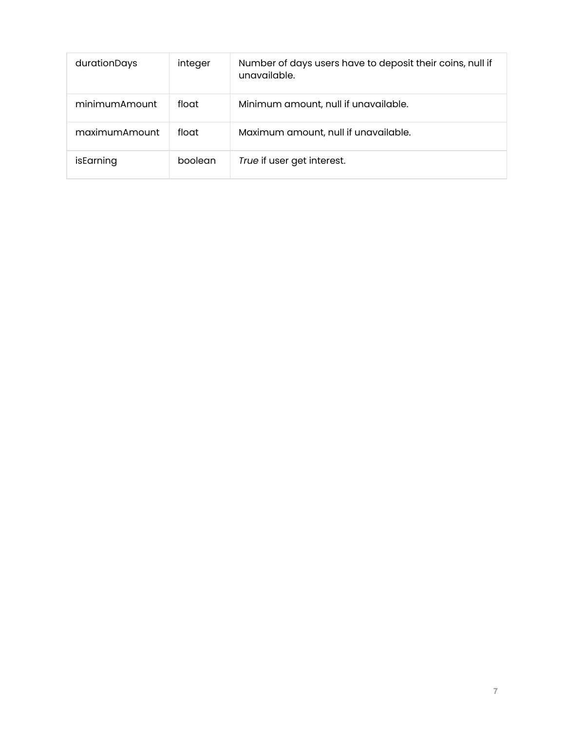| | | |
|---|---|---|
| durationDays | integer | Number of days users have to deposit their coins, null if unavailable. |
| minimumAmount | float | Minimum amount, null if unavailable. |
| maximumAmount | float | Maximum amount, null if unavailable. |
| isEarning | boolean | *True* if user get interest. |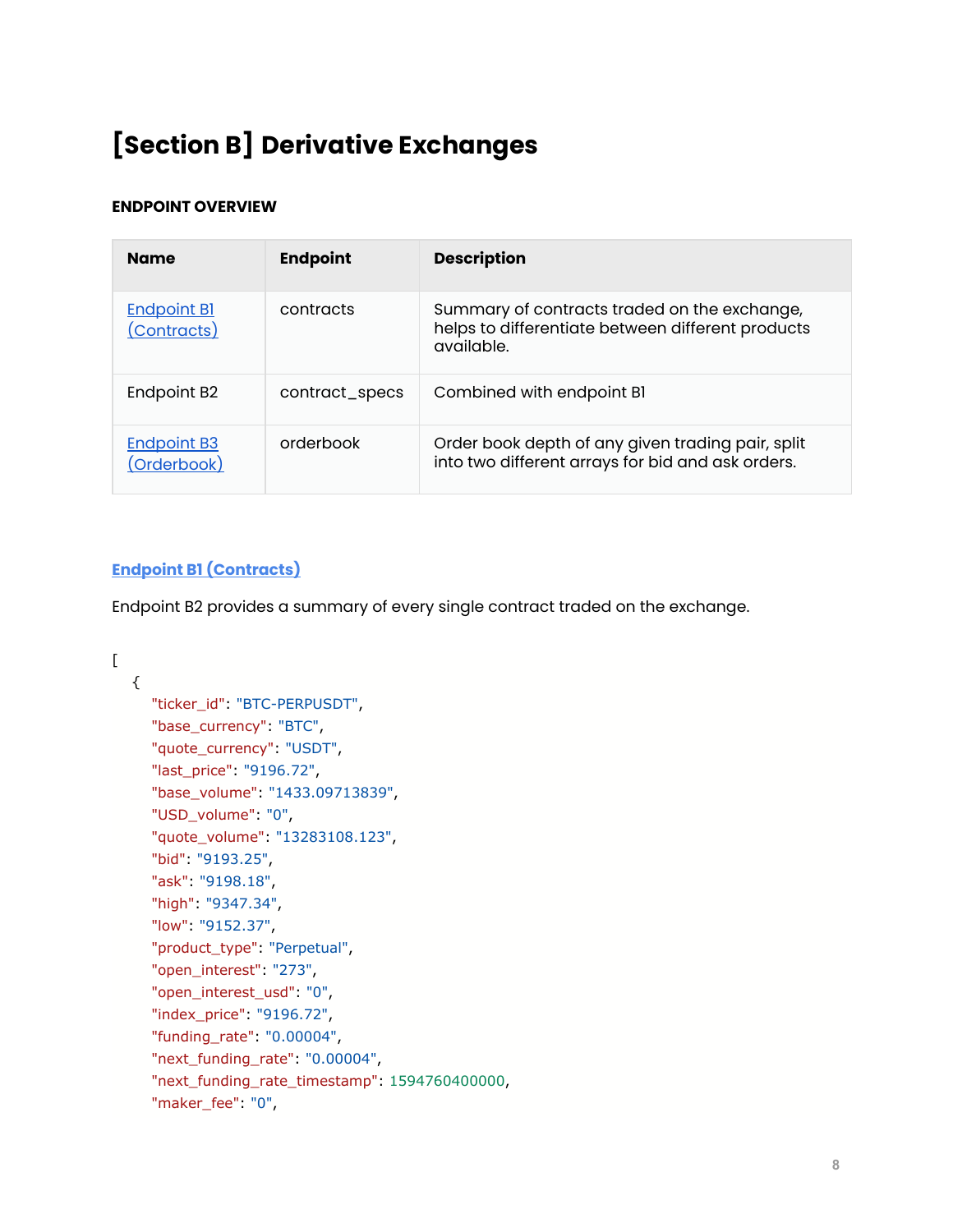# [Section B] Derivative Exchanges

**ENDPOINT OVERVIEW**

| Name | Endpoint | Description |
| --- | --- | --- |
| [Endpoint B1 (Contracts)](#) | contracts | Summary of contracts traded on the exchange, helps to differentiate between different products available. |
| Endpoint B2 | contract_specs | Combined with endpoint B1 |
| [Endpoint B3 (Orderbook)](#) | orderbook | Order book depth of any given trading pair, split into two different arrays for bid and ask orders. |

## Endpoint B1 (Contracts)

Endpoint B2 provides a summary of every single contract traded on the exchange.

```
[
  {
    "ticker_id": "BTC-PERPUSDT",
    "base_currency": "BTC",
    "quote_currency": "USDT",
    "last_price": "9196.72",
    "base_volume": "1433.09713839",
    "USD_volume": "0",
    "quote_volume": "13283108.123",
    "bid": "9193.25",
    "ask": "9198.18",
    "high": "9347.34",
    "low": "9152.37",
    "product_type": "Perpetual",
    "open_interest": "273",
    "open_interest_usd": "0",
    "index_price": "9196.72",
    "funding_rate": "0.00004",
    "next_funding_rate": "0.00004",
    "next_funding_rate_timestamp": 1594760400000,
    "maker_fee": "0",
```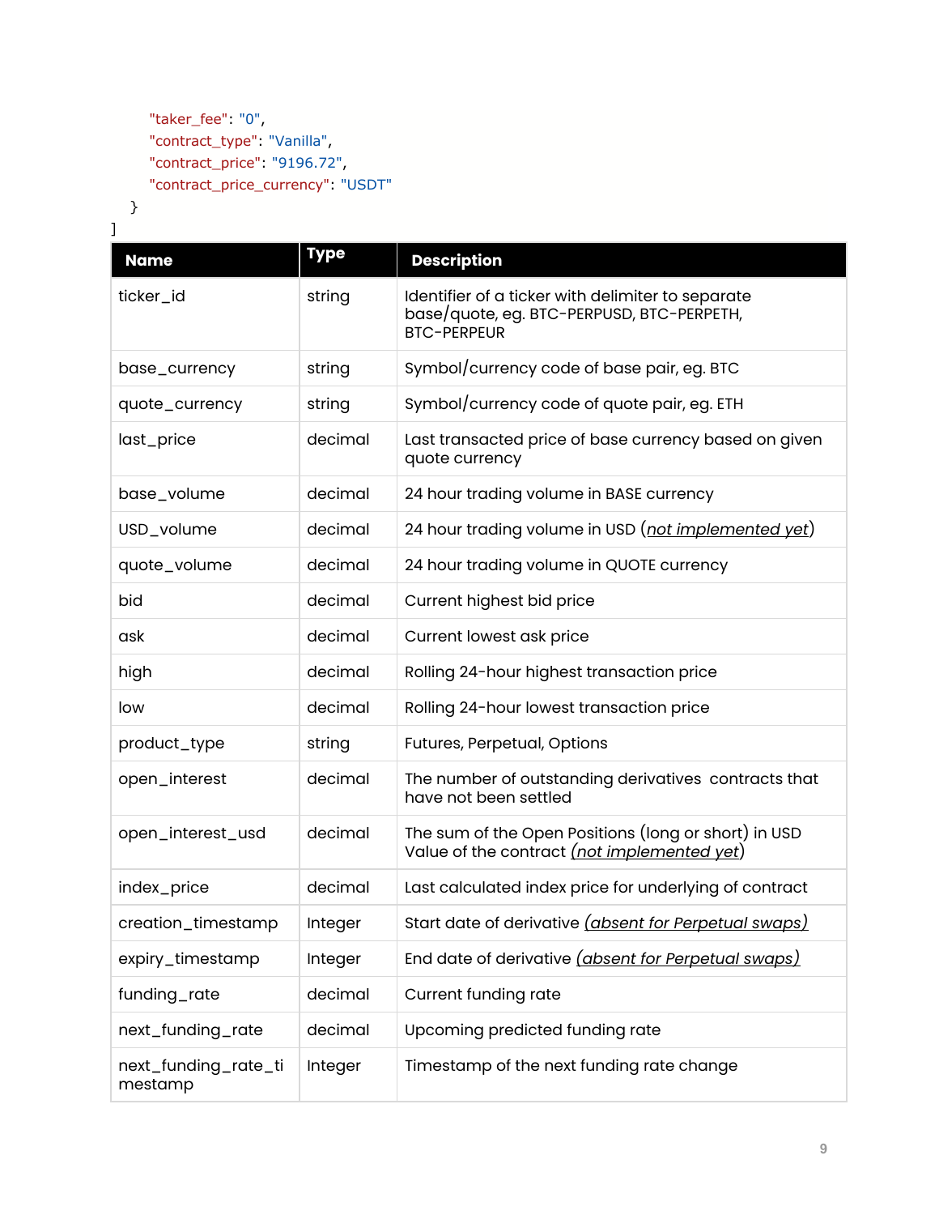```
    "taker_fee": "0",
    "contract_type": "Vanilla",
    "contract_price": "9196.72",
    "contract_price_currency": "USDT"
  }
]
```

| Name | Type | Description |
|---|---|---|
| ticker_id | string | Identifier of a ticker with delimiter to separate base/quote, eg. BTC-PERPUSD, BTC-PERPETH, BTC-PERPEUR |
| base_currency | string | Symbol/currency code of base pair, eg. BTC |
| quote_currency | string | Symbol/currency code of quote pair, eg. ETH |
| last_price | decimal | Last transacted price of base currency based on given quote currency |
| base_volume | decimal | 24 hour trading volume in BASE currency |
| USD_volume | decimal | 24 hour trading volume in USD (not implemented yet) |
| quote_volume | decimal | 24 hour trading volume in QUOTE currency |
| bid | decimal | Current highest bid price |
| ask | decimal | Current lowest ask price |
| high | decimal | Rolling 24-hour highest transaction price |
| low | decimal | Rolling 24-hour lowest transaction price |
| product_type | string | Futures, Perpetual, Options |
| open_interest | decimal | The number of outstanding derivatives contracts that have not been settled |
| open_interest_usd | decimal | The sum of the Open Positions (long or short) in USD Value of the contract *(not implemented yet)* |
| index_price | decimal | Last calculated index price for underlying of contract |
| creation_timestamp | Integer | Start date of derivative *(absent for Perpetual swaps)* |
| expiry_timestamp | Integer | End date of derivative *(absent for Perpetual swaps)* |
| funding_rate | decimal | Current funding rate |
| next_funding_rate | decimal | Upcoming predicted funding rate |
| next_funding_rate_timestamp | Integer | Timestamp of the next funding rate change |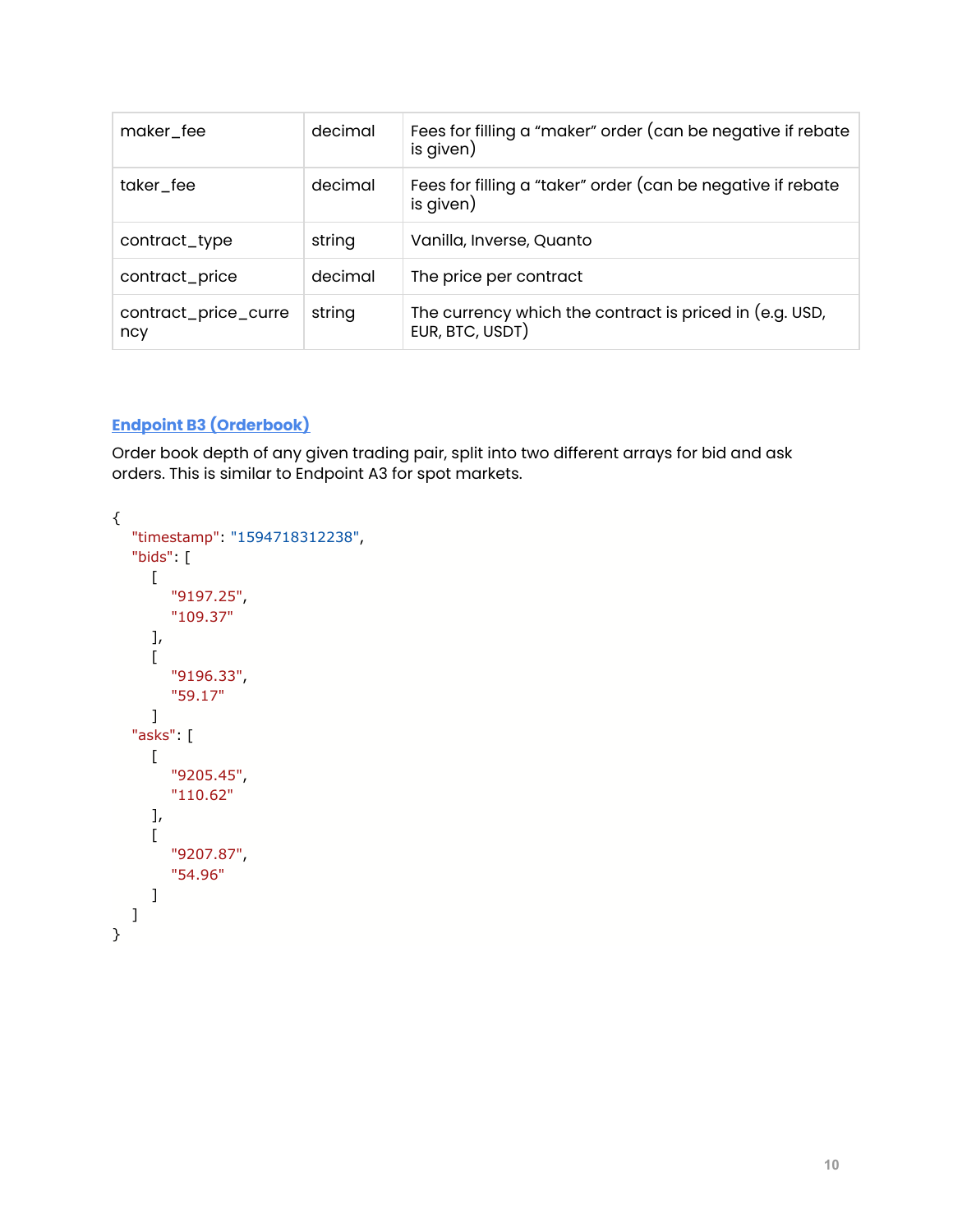| maker_fee | decimal | Fees for filling a "maker" order (can be negative if rebate is given) |
|---|---|---|
| taker_fee | decimal | Fees for filling a "taker" order (can be negative if rebate is given) |
| contract_type | string | Vanilla, Inverse, Quanto |
| contract_price | decimal | The price per contract |
| contract_price_currency | string | The currency which the contract is priced in (e.g. USD, EUR, BTC, USDT) |

### Endpoint B3 (Orderbook)

Order book depth of any given trading pair, split into two different arrays for bid and ask orders. This is similar to Endpoint A3 for spot markets.

```
{
   "timestamp": "1594718312238",
   "bids": [
      [
         "9197.25",
         "109.37"
      ],
      [
         "9196.33",
         "59.17"
      ]
   "asks": [
      [
         "9205.45",
         "110.62"
      ],
      [
         "9207.87",
         "54.96"
      ]
   ]
}
```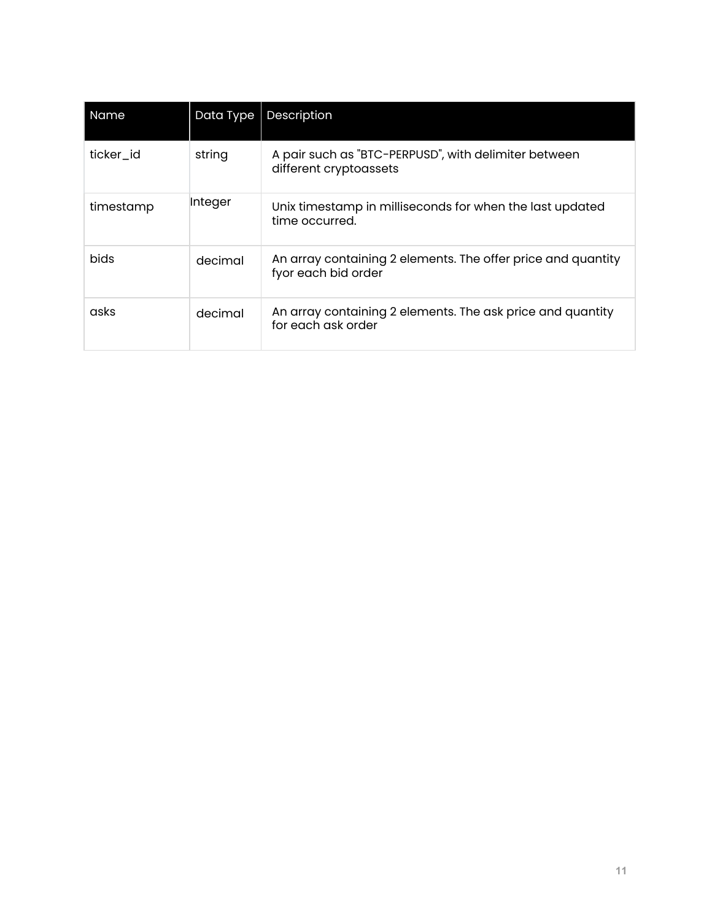| Name | Data Type | Description |
| --- | --- | --- |
| ticker_id | string | A pair such as "BTC-PERPUSD", with delimiter between different cryptoassets |
| timestamp | Integer | Unix timestamp in milliseconds for when the last updated time occurred. |
| bids | decimal | An array containing 2 elements. The offer price and quantity fyor each bid order |
| asks | decimal | An array containing 2 elements. The ask price and quantity for each ask order |